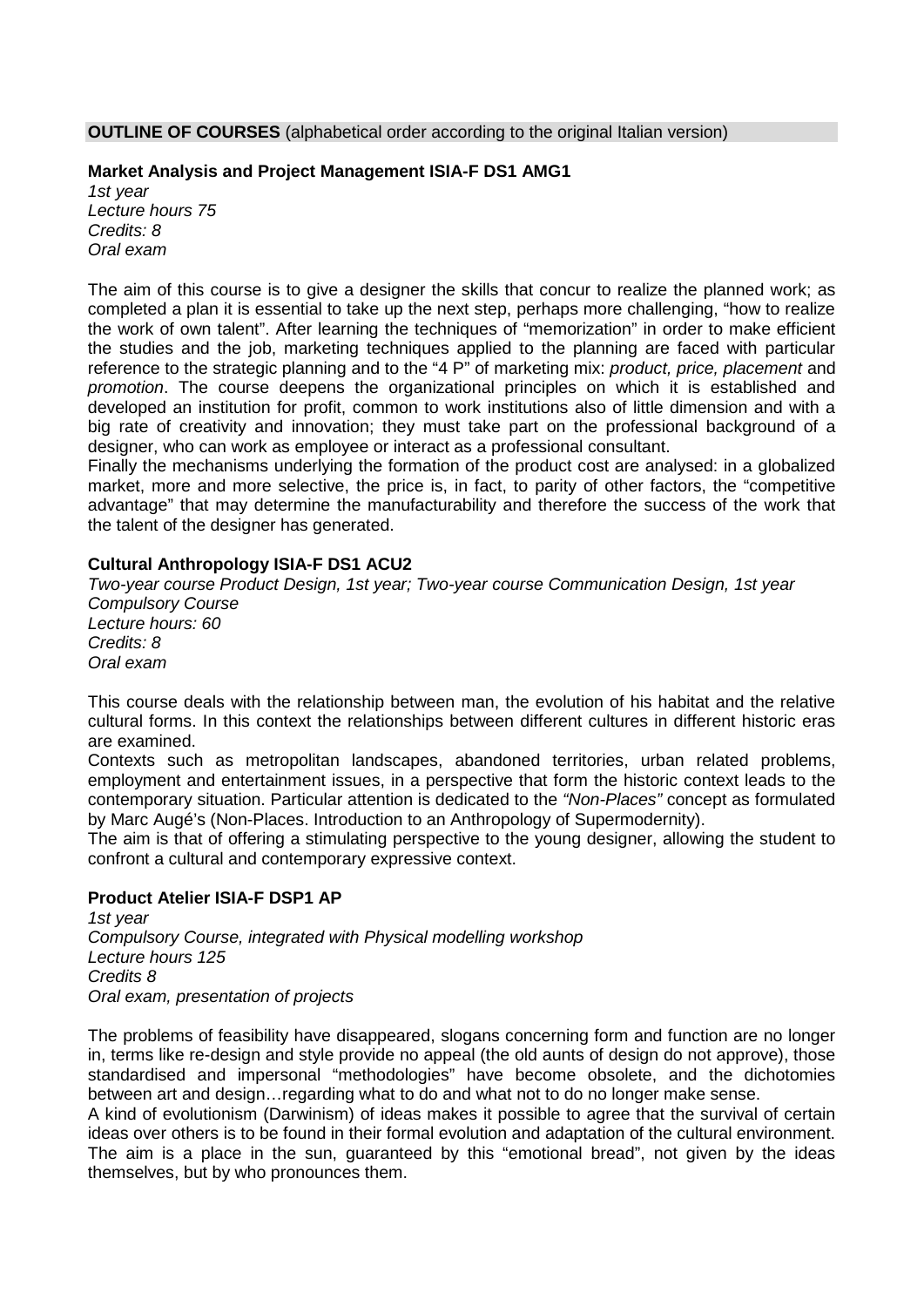**OUTLINE OF COURSES** (alphabetical order according to the original Italian version)

**Market Analysis and Project Management ISIA-F DS1 AMG1**
*1st year*
*Lecture hours 75*
*Credits: 8*
*Oral exam*

The aim of this course is to give a designer the skills that concur to realize the planned work; as completed a plan it is essential to take up the next step, perhaps more challenging, "how to realize the work of own talent". After learning the techniques of "memorization" in order to make efficient the studies and the job, marketing techniques applied to the planning are faced with particular reference to the strategic planning and to the "4 P" of marketing mix: *product, price, placement* and *promotion*. The course deepens the organizational principles on which it is established and developed an institution for profit, common to work institutions also of little dimension and with a big rate of creativity and innovation; they must take part on the professional background of a designer, who can work as employee or interact as a professional consultant.
Finally the mechanisms underlying the formation of the product cost are analysed: in a globalized market, more and more selective, the price is, in fact, to parity of other factors, the "competitive advantage" that may determine the manufacturability and therefore the success of the work that the talent of the designer has generated.

**Cultural Anthropology ISIA-F DS1 ACU2**
*Two-year course Product Design, 1st year; Two-year course Communication Design, 1st year*
*Compulsory Course*
*Lecture hours: 60*
*Credits: 8*
*Oral exam*

This course deals with the relationship between man, the evolution of his habitat and the relative cultural forms. In this context the relationships between different cultures in different historic eras are examined.
Contexts such as metropolitan landscapes, abandoned territories, urban related problems, employment and entertainment issues, in a perspective that form the historic context leads to the contemporary situation. Particular attention is dedicated to the *"Non-Places"* concept as formulated by Marc Augé's (Non-Places. Introduction to an Anthropology of Supermodernity).
The aim is that of offering a stimulating perspective to the young designer, allowing the student to confront a cultural and contemporary expressive context.

**Product Atelier ISIA-F DSP1 AP**
*1st year*
*Compulsory Course, integrated with Physical modelling workshop*
*Lecture hours 125*
*Credits 8*
*Oral exam, presentation of projects*

The problems of feasibility have disappeared, slogans concerning form and function are no longer in, terms like re-design and style provide no appeal (the old aunts of design do not approve), those standardised and impersonal "methodologies" have become obsolete, and the dichotomies between art and design…regarding what to do and what not to do no longer make sense.
A kind of evolutionism (Darwinism) of ideas makes it possible to agree that the survival of certain ideas over others is to be found in their formal evolution and adaptation of the cultural environment. The aim is a place in the sun, guaranteed by this "emotional bread", not given by the ideas themselves, but by who pronounces them.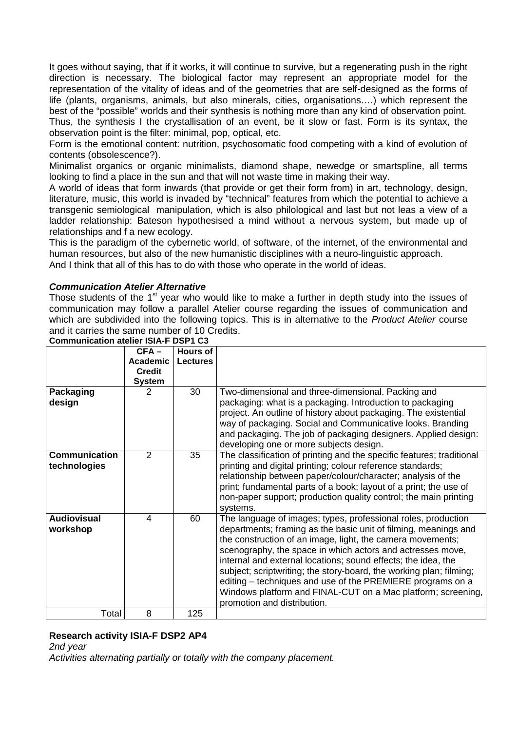It goes without saying, that if it works, it will continue to survive, but a regenerating push in the right direction is necessary. The biological factor may represent an appropriate model for the representation of the vitality of ideas and of the geometries that are self-designed as the forms of life (plants, organisms, animals, but also minerals, cities, organisations….) which represent the best of the "possible" worlds and their synthesis is nothing more than any kind of observation point. Thus, the synthesis I the crystallisation of an event, be it slow or fast. Form is its syntax, the observation point is the filter: minimal, pop, optical, etc.

Form is the emotional content: nutrition, psychosomatic food competing with a kind of evolution of contents (obsolescence?).

Minimalist organics or organic minimalists, diamond shape, newedge or smartspline, all terms looking to find a place in the sun and that will not waste time in making their way.

A world of ideas that form inwards (that provide or get their form from) in art, technology, design, literature, music, this world is invaded by "technical" features from which the potential to achieve a transgenic semiological manipulation, which is also philological and last but not leas a view of a ladder relationship: Bateson hypothesised a mind without a nervous system, but made up of relationships and f a new ecology.

This is the paradigm of the cybernetic world, of software, of the internet, of the environmental and human resources, but also of the new humanistic disciplines with a neuro-linguistic approach.

And I think that all of this has to do with those who operate in the world of ideas.

***Communication Atelier Alternative***

Those students of the 1st year who would like to make a further in depth study into the issues of communication may follow a parallel Atelier course regarding the issues of communication and which are subdivided into the following topics. This is in alternative to the *Product Atelier* course and it carries the same number of 10 Credits.

**Communication atelier ISIA-F DSP1 C3**

| | **CFA – Academic Credit System** | **Hours of Lectures** | |
|---|---|---|---|
| **Packaging design** | 2 | 30 | Two-dimensional and three-dimensional. Packing and packaging: what is a packaging. Introduction to packaging project. An outline of history about packaging. The existential way of packaging. Social and Communicative looks. Branding and packaging. The job of packaging designers. Applied design: developing one or more subjects design. |
| **Communication technologies** | 2 | 35 | The classification of printing and the specific features; traditional printing and digital printing; colour reference standards; relationship between paper/colour/character; analysis of the print; fundamental parts of a book; layout of a print; the use of non-paper support; production quality control; the main printing systems. |
| **Audiovisual workshop** | 4 | 60 | The language of images; types, professional roles, production departments; framing as the basic unit of filming, meanings and the construction of an image, light, the camera movements; scenography, the space in which actors and actresses move, internal and external locations; sound effects; the idea, the subject; scriptwriting; the story-board, the working plan; filming; editing – techniques and use of the PREMIERE programs on a Windows platform and FINAL-CUT on a Mac platform; screening, promotion and distribution. |
| Total | 8 | 125 | |

**Research activity ISIA-F DSP2 AP4**

*2nd year*

*Activities alternating partially or totally with the company placement.*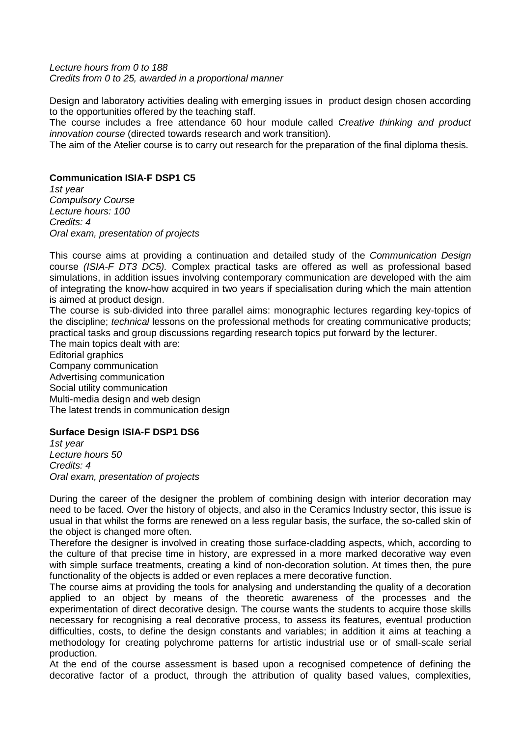*Lecture hours from 0 to 188*
*Credits from 0 to 25, awarded in a proportional manner*

Design and laboratory activities dealing with emerging issues in product design chosen according to the opportunities offered by the teaching staff.
The course includes a free attendance 60 hour module called *Creative thinking and product innovation course* (directed towards research and work transition).
The aim of the Atelier course is to carry out research for the preparation of the final diploma thesis.

**Communication ISIA-F DSP1 C5**
*1st year*
*Compulsory Course*
*Lecture hours: 100*
*Credits: 4*
*Oral exam, presentation of projects*

This course aims at providing a continuation and detailed study of the *Communication Design* course *(ISIA-F DT3 DC5).* Complex practical tasks are offered as well as professional based simulations, in addition issues involving contemporary communication are developed with the aim of integrating the know-how acquired in two years if specialisation during which the main attention is aimed at product design.
The course is sub-divided into three parallel aims: monographic lectures regarding key-topics of the discipline; *technical* lessons on the professional methods for creating communicative products; practical tasks and group discussions regarding research topics put forward by the lecturer.
The main topics dealt with are:
Editorial graphics
Company communication
Advertising communication
Social utility communication
Multi-media design and web design
The latest trends in communication design

**Surface Design ISIA-F DSP1 DS6**
*1st year*
*Lecture hours 50*
*Credits: 4*
*Oral exam, presentation of projects*

During the career of the designer the problem of combining design with interior decoration may need to be faced. Over the history of objects, and also in the Ceramics Industry sector, this issue is usual in that whilst the forms are renewed on a less regular basis, the surface, the so-called skin of the object is changed more often.
Therefore the designer is involved in creating those surface-cladding aspects, which, according to the culture of that precise time in history, are expressed in a more marked decorative way even with simple surface treatments, creating a kind of non-decoration solution. At times then, the pure functionality of the objects is added or even replaces a mere decorative function.
The course aims at providing the tools for analysing and understanding the quality of a decoration applied to an object by means of the theoretic awareness of the processes and the experimentation of direct decorative design. The course wants the students to acquire those skills necessary for recognising a real decorative process, to assess its features, eventual production difficulties, costs, to define the design constants and variables; in addition it aims at teaching a methodology for creating polychrome patterns for artistic industrial use or of small-scale serial production.
At the end of the course assessment is based upon a recognised competence of defining the decorative factor of a product, through the attribution of quality based values, complexities,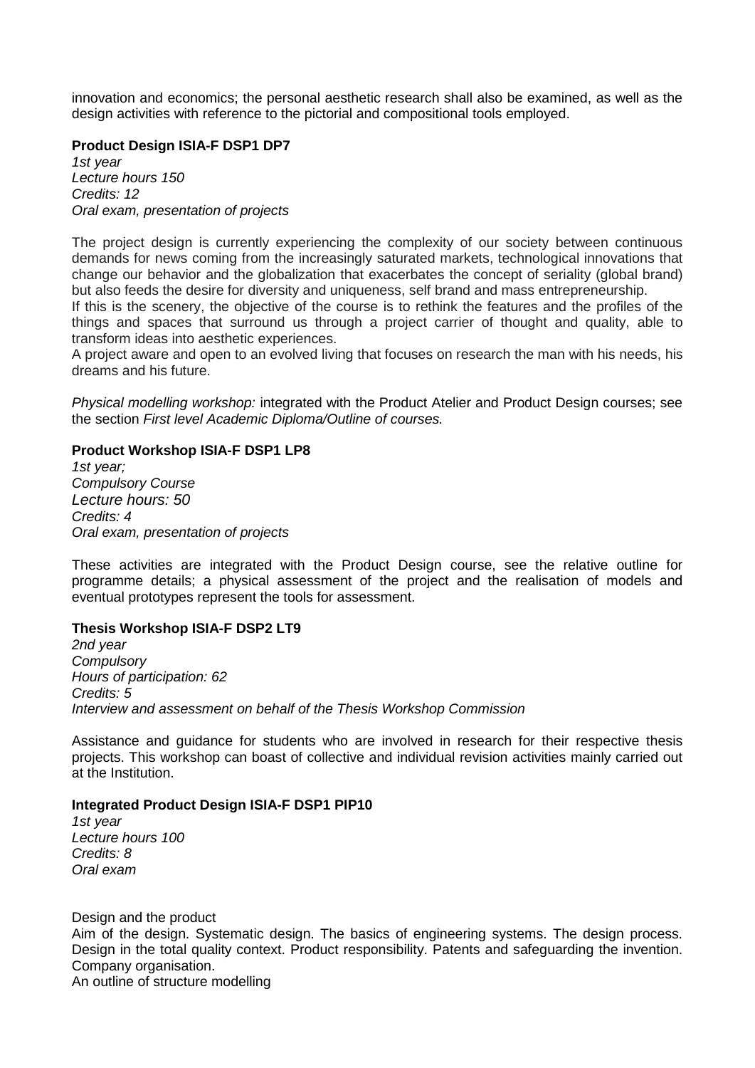innovation and economics; the personal aesthetic research shall also be examined, as well as the design activities with reference to the pictorial and compositional tools employed.

**Product Design ISIA-F DSP1 DP7**

*1st year*
*Lecture hours 150*
*Credits: 12*
*Oral exam, presentation of projects*

The project design is currently experiencing the complexity of our society between continuous demands for news coming from the increasingly saturated markets, technological innovations that change our behavior and the globalization that exacerbates the concept of seriality (global brand) but also feeds the desire for diversity and uniqueness, self brand and mass entrepreneurship.
If this is the scenery, the objective of the course is to rethink the features and the profiles of the things and spaces that surround us through a project carrier of thought and quality, able to transform ideas into aesthetic experiences.
A project aware and open to an evolved living that focuses on research the man with his needs, his dreams and his future.

*Physical modelling workshop:* integrated with the Product Atelier and Product Design courses; see the section *First level Academic Diploma/Outline of courses.*

**Product Workshop ISIA-F DSP1 LP8**

*1st year;*
*Compulsory Course*
*Lecture hours: 50*
*Credits: 4*
*Oral exam, presentation of projects*

These activities are integrated with the Product Design course, see the relative outline for programme details; a physical assessment of the project and the realisation of models and eventual prototypes represent the tools for assessment.

**Thesis Workshop ISIA-F DSP2 LT9**

*2nd year*
*Compulsory*
*Hours of participation: 62*
*Credits: 5*
*Interview and assessment on behalf of the Thesis Workshop Commission*

Assistance and guidance for students who are involved in research for their respective thesis projects. This workshop can boast of collective and individual revision activities mainly carried out at the Institution.

**Integrated Product Design ISIA-F DSP1 PIP10**

*1st year*
*Lecture hours 100*
*Credits: 8*
*Oral exam*

Design and the product
Aim of the design. Systematic design. The basics of engineering systems. The design process. Design in the total quality context. Product responsibility. Patents and safeguarding the invention. Company organisation.
An outline of structure modelling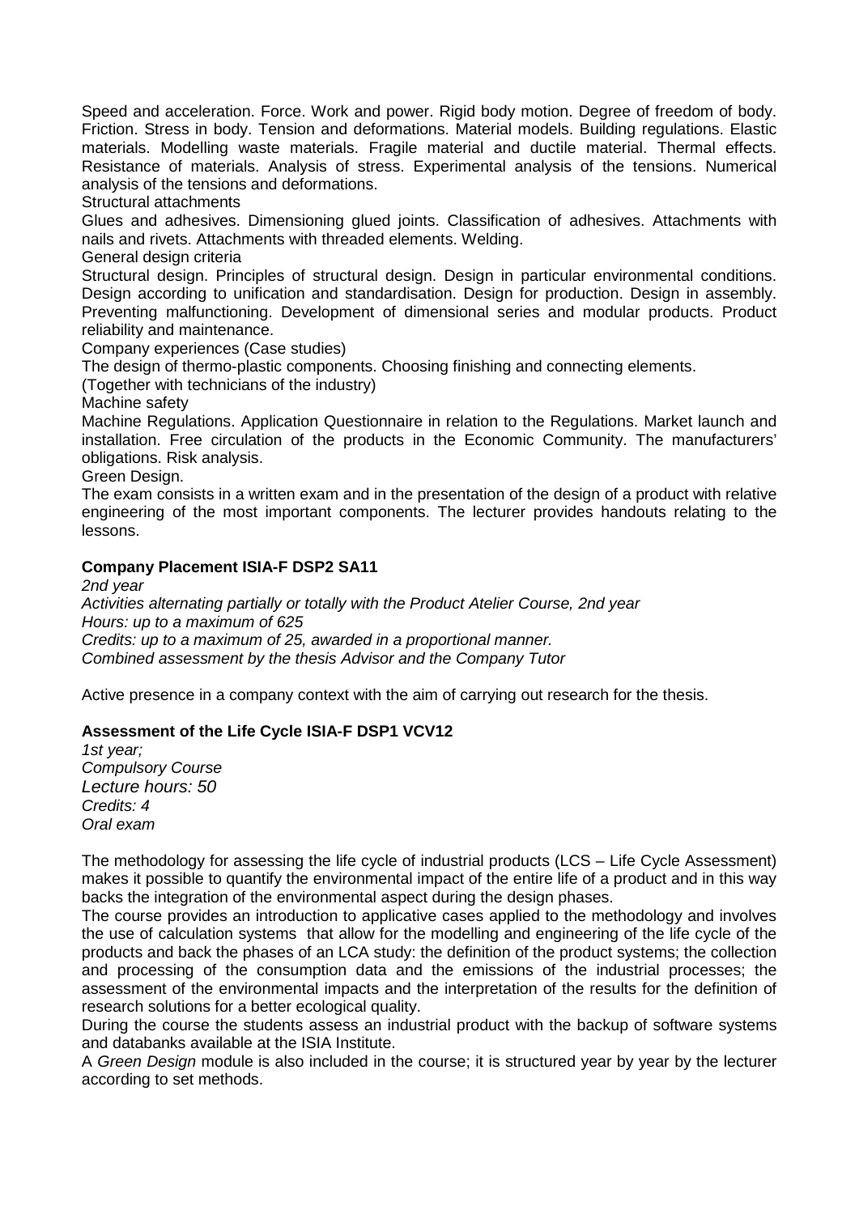Speed and acceleration. Force. Work and power. Rigid body motion. Degree of freedom of body. Friction. Stress in body. Tension and deformations. Material models. Building regulations. Elastic materials. Modelling waste materials. Fragile material and ductile material. Thermal effects. Resistance of materials. Analysis of stress. Experimental analysis of the tensions. Numerical analysis of the tensions and deformations.

Structural attachments

Glues and adhesives. Dimensioning glued joints. Classification of adhesives. Attachments with nails and rivets. Attachments with threaded elements. Welding.

General design criteria

Structural design. Principles of structural design. Design in particular environmental conditions. Design according to unification and standardisation. Design for production. Design in assembly. Preventing malfunctioning. Development of dimensional series and modular products. Product reliability and maintenance.

Company experiences (Case studies)

The design of thermo-plastic components. Choosing finishing and connecting elements.

(Together with technicians of the industry)

Machine safety

Machine Regulations. Application Questionnaire in relation to the Regulations. Market launch and installation. Free circulation of the products in the Economic Community. The manufacturers' obligations. Risk analysis.

Green Design.

The exam consists in a written exam and in the presentation of the design of a product with relative engineering of the most important components. The lecturer provides handouts relating to the lessons.

**Company Placement ISIA-F DSP2 SA11**

*2nd year*
*Activities alternating partially or totally with the Product Atelier Course, 2nd year*
*Hours: up to a maximum of 625*
*Credits: up to a maximum of 25, awarded in a proportional manner.*
*Combined assessment by the thesis Advisor and the Company Tutor*

Active presence in a company context with the aim of carrying out research for the thesis.

**Assessment of the Life Cycle ISIA-F DSP1 VCV12**

*1st year;*
*Compulsory Course*
*Lecture hours: 50*
*Credits: 4*
*Oral exam*

The methodology for assessing the life cycle of industrial products (LCS – Life Cycle Assessment) makes it possible to quantify the environmental impact of the entire life of a product and in this way backs the integration of the environmental aspect during the design phases.

The course provides an introduction to applicative cases applied to the methodology and involves the use of calculation systems that allow for the modelling and engineering of the life cycle of the products and back the phases of an LCA study: the definition of the product systems; the collection and processing of the consumption data and the emissions of the industrial processes; the assessment of the environmental impacts and the interpretation of the results for the definition of research solutions for a better ecological quality.

During the course the students assess an industrial product with the backup of software systems and databanks available at the ISIA Institute.

A *Green Design* module is also included in the course; it is structured year by year by the lecturer according to set methods.